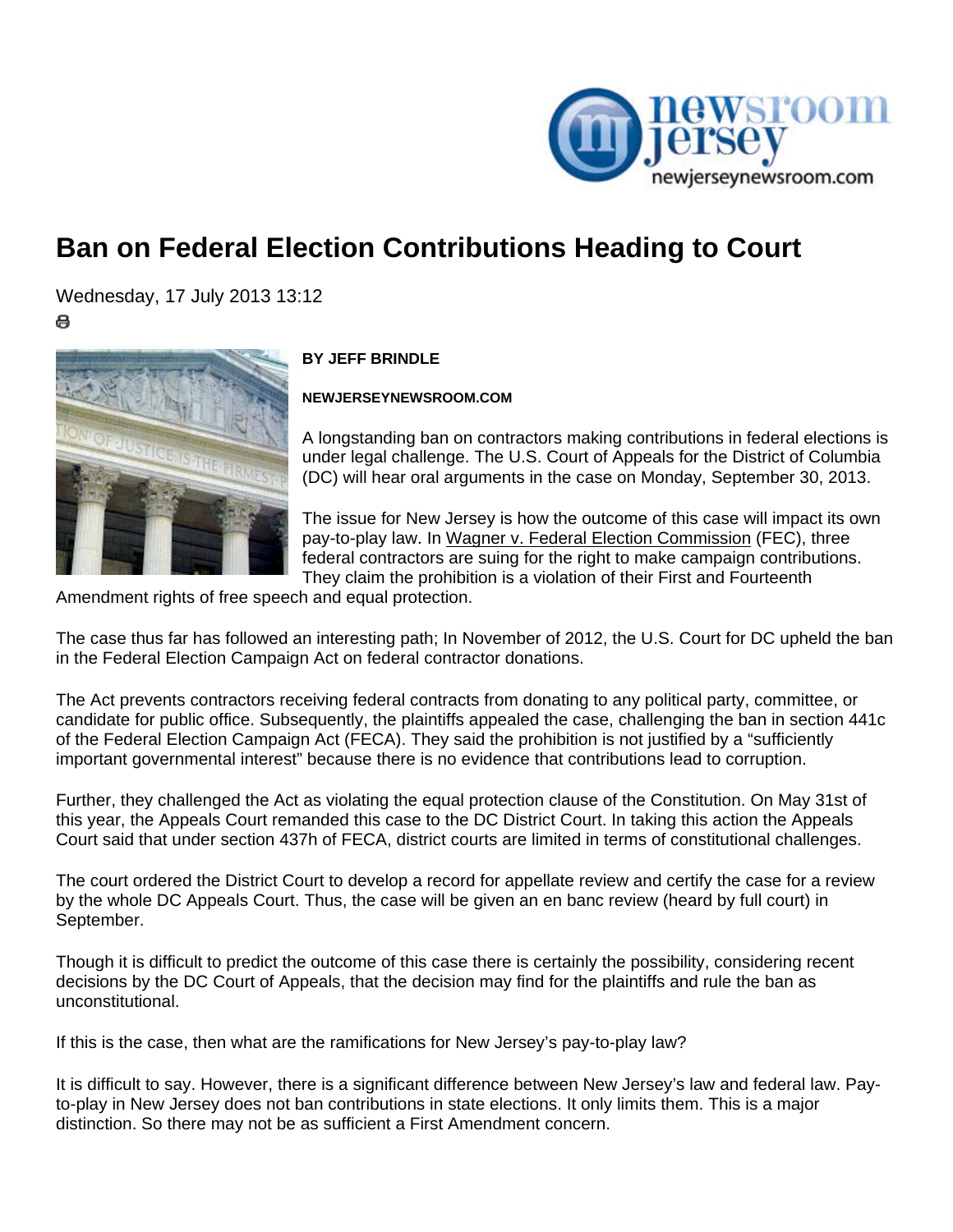# Ban on Federal Election Contributions Heading to Court

Wednesday, 17 July 2013 13:12

**BY JEFF BRINDLE**

**NEWJERSEYNEWSROOM.COM**

A longstanding ban on contractors making contributions in federal elections is under legal challenge. The U.S. Court of Appeals for the District of Columbia (DC) will hear oral arguments in the case on Monday, September 30, 2013.

The issue for New Jersey is how the outcome of this case will impact its own pay-to-play law. In Wagner v. Federal Election Commission (FEC), three federal contractors are suing for the right to make campaign contributions. They claim the prohibition is a violation of their First and Fourteenth Amendment rights of free speech and equal protection.

The case thus far has followed an interesting path; In November of 2012, the U.S. Court for DC upheld the ban in the Federal Election Campaign Act on federal contractor donations.

The Act prevents contractors receiving federal contracts from donating to any political party, committee, or candidate for public office. Subsequently, the plaintiffs appealed the case, challenging the ban in section 441c of the Federal Election Campaign Act (FECA). They said the prohibition is not justified by a "sufficiently important governmental interest" because there is no evidence that contributions lead to corruption.

Further, they challenged the Act as violating the equal protection clause of the Constitution. On May 31st of this year, the Appeals Court remanded this case to the DC District Court. In taking this action the Appeals Court said that under section 437h of FECA, district courts are limited in terms of constitutional challenges.

The court ordered the District Court to develop a record for appellate review and certify the case for a review by the whole DC Appeals Court. Thus, the case will be given an en banc review (heard by full court) in September.

Though it is difficult to predict the outcome of this case there is certainly the possibility, considering recent decisions by the DC Court of Appeals, that the decision may find for the plaintiffs and rule the ban as unconstitutional.

If this is the case, then what are the ramifications for New Jersey's pay-to-play law?

It is difficult to say. However, there is a significant difference between New Jersey's law and federal law. Pay-to-play in New Jersey does not ban contributions in state elections. It only limits them. This is a major distinction. So there may not be as sufficient a First Amendment concern.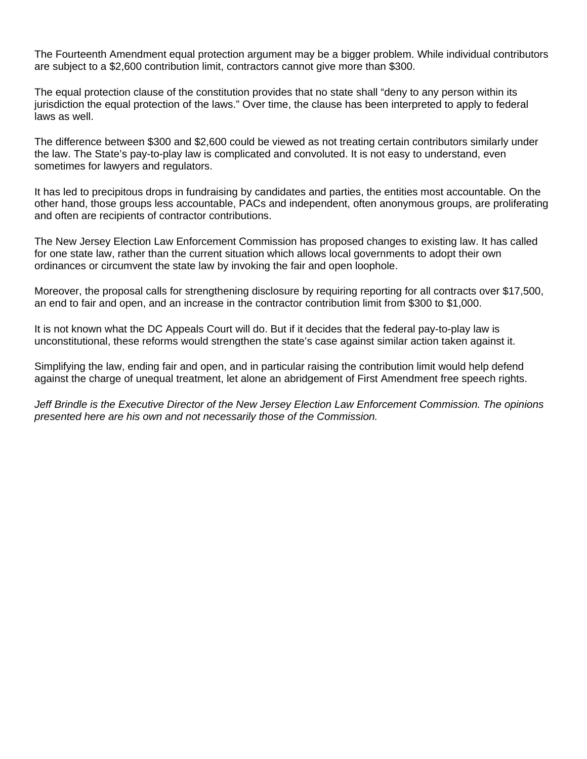The Fourteenth Amendment equal protection argument may be a bigger problem. While individual contributors are subject to a $2,600 contribution limit, contractors cannot give more than $300.

The equal protection clause of the constitution provides that no state shall "deny to any person within its jurisdiction the equal protection of the laws." Over time, the clause has been interpreted to apply to federal laws as well.

The difference between $300 and $2,600 could be viewed as not treating certain contributors similarly under the law. The State's pay-to-play law is complicated and convoluted. It is not easy to understand, even sometimes for lawyers and regulators.

It has led to precipitous drops in fundraising by candidates and parties, the entities most accountable. On the other hand, those groups less accountable, PACs and independent, often anonymous groups, are proliferating and often are recipients of contractor contributions.

The New Jersey Election Law Enforcement Commission has proposed changes to existing law. It has called for one state law, rather than the current situation which allows local governments to adopt their own ordinances or circumvent the state law by invoking the fair and open loophole.

Moreover, the proposal calls for strengthening disclosure by requiring reporting for all contracts over $17,500, an end to fair and open, and an increase in the contractor contribution limit from $300 to $1,000.

It is not known what the DC Appeals Court will do. But if it decides that the federal pay-to-play law is unconstitutional, these reforms would strengthen the state's case against similar action taken against it.

Simplifying the law, ending fair and open, and in particular raising the contribution limit would help defend against the charge of unequal treatment, let alone an abridgement of First Amendment free speech rights.

*Jeff Brindle is the Executive Director of the New Jersey Election Law Enforcement Commission. The opinions presented here are his own and not necessarily those of the Commission.*